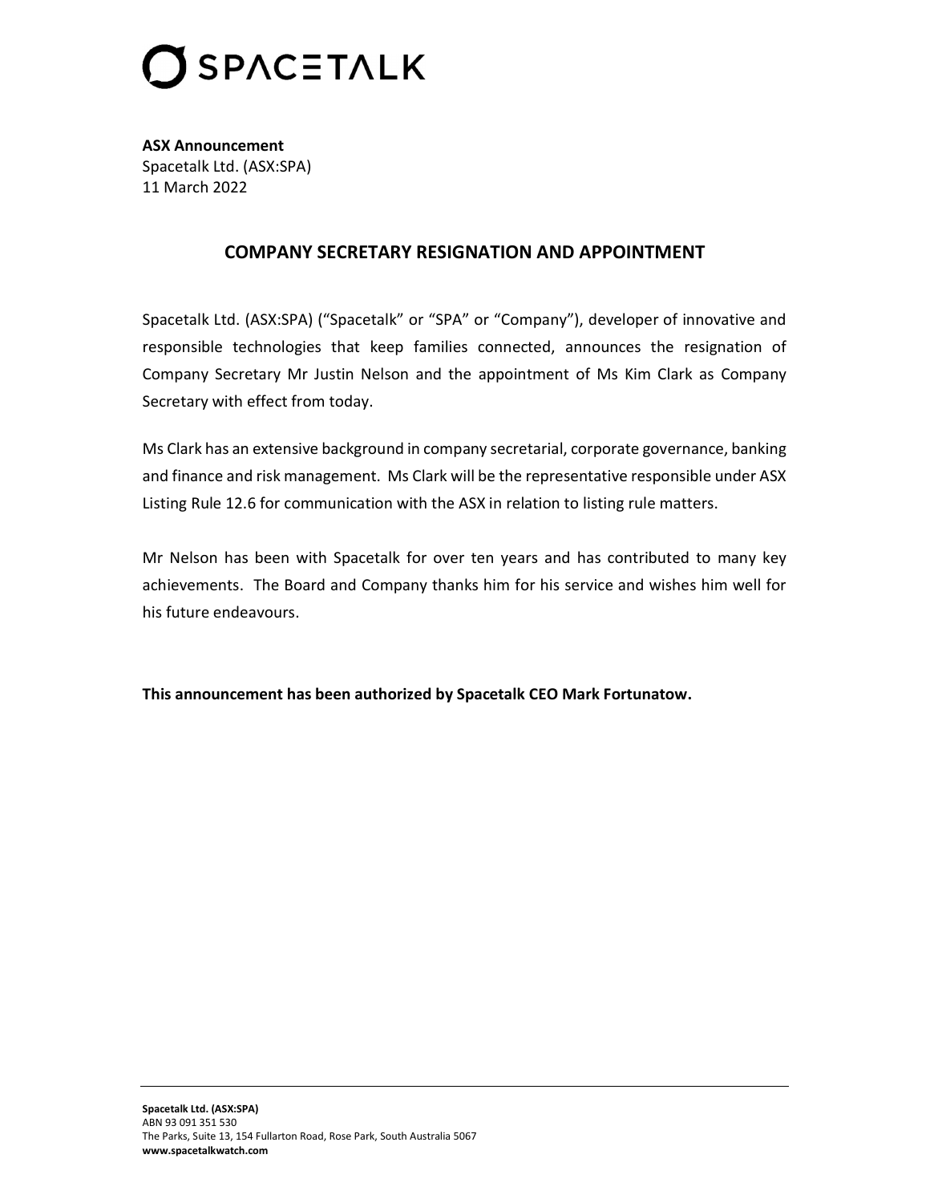**ASX Announcement**
Spacetalk Ltd. (ASX:SPA)
11 March 2022

## COMPANY SECRETARY RESIGNATION AND APPOINTMENT

Spacetalk Ltd. (ASX:SPA) ("Spacetalk" or "SPA" or "Company"), developer of innovative and responsible technologies that keep families connected, announces the resignation of Company Secretary Mr Justin Nelson and the appointment of Ms Kim Clark as Company Secretary with effect from today.

Ms Clark has an extensive background in company secretarial, corporate governance, banking and finance and risk management. Ms Clark will be the representative responsible under ASX Listing Rule 12.6 for communication with the ASX in relation to listing rule matters.

Mr Nelson has been with Spacetalk for over ten years and has contributed to many key achievements. The Board and Company thanks him for his service and wishes him well for his future endeavours.

**This announcement has been authorized by Spacetalk CEO Mark Fortunatow.**

**Spacetalk Ltd. (ASX:SPA)**
ABN 93 091 351 530
The Parks, Suite 13, 154 Fullarton Road, Rose Park, South Australia 5067
**www.spacetalkwatch.com**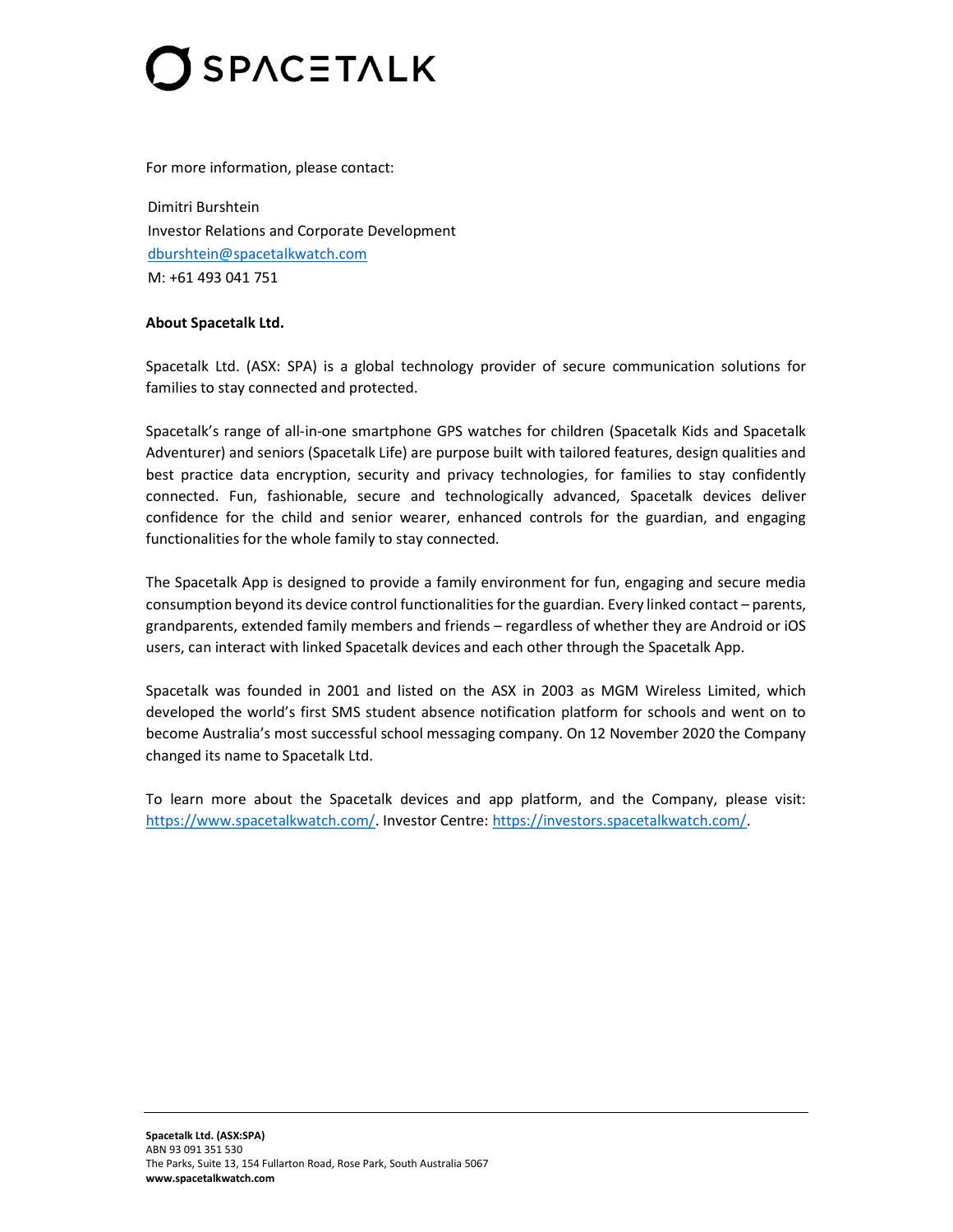For more information, please contact:

Dimitri Burshtein
Investor Relations and Corporate Development
dburshtein@spacetalkwatch.com
M: +61 493 041 751

**About Spacetalk Ltd.**

Spacetalk Ltd. (ASX: SPA) is a global technology provider of secure communication solutions for families to stay connected and protected.

Spacetalk's range of all-in-one smartphone GPS watches for children (Spacetalk Kids and Spacetalk Adventurer) and seniors (Spacetalk Life) are purpose built with tailored features, design qualities and best practice data encryption, security and privacy technologies, for families to stay confidently connected. Fun, fashionable, secure and technologically advanced, Spacetalk devices deliver confidence for the child and senior wearer, enhanced controls for the guardian, and engaging functionalities for the whole family to stay connected.

The Spacetalk App is designed to provide a family environment for fun, engaging and secure media consumption beyond its device control functionalities for the guardian. Every linked contact – parents, grandparents, extended family members and friends – regardless of whether they are Android or iOS users, can interact with linked Spacetalk devices and each other through the Spacetalk App.

Spacetalk was founded in 2001 and listed on the ASX in 2003 as MGM Wireless Limited, which developed the world's first SMS student absence notification platform for schools and went on to become Australia's most successful school messaging company. On 12 November 2020 the Company changed its name to Spacetalk Ltd.

To learn more about the Spacetalk devices and app platform, and the Company, please visit: https://www.spacetalkwatch.com/. Investor Centre: https://investors.spacetalkwatch.com/.